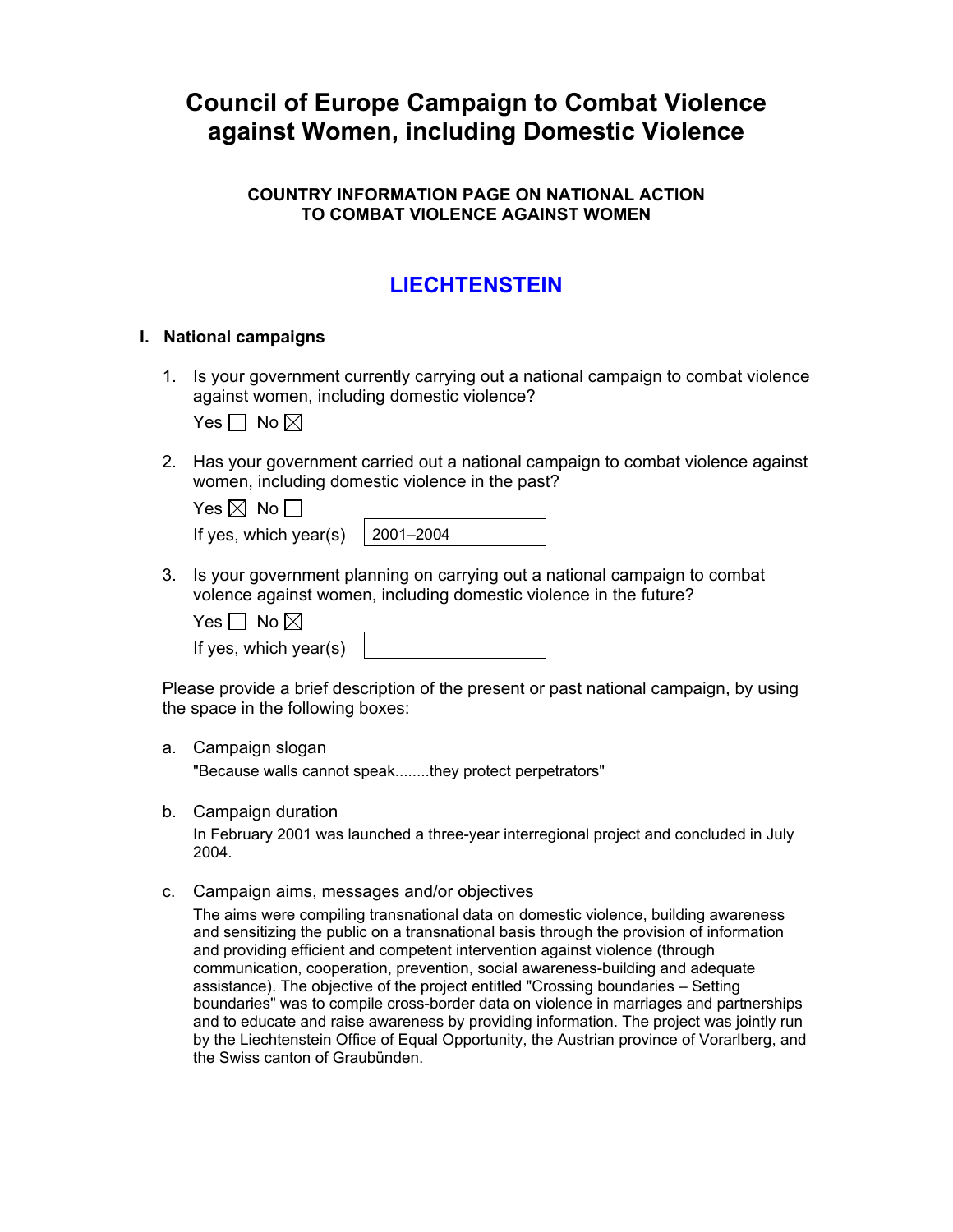# Council of Europe Campaign to Combat Violence against Women, including Domestic Violence

### COUNTRY INFORMATION PAGE ON NATIONAL ACTION TO COMBAT VIOLENCE AGAINST WOMEN

## LIECHTENSTEIN

### I. National campaigns

1. Is your government currently carrying out a national campaign to combat violence against women, including domestic violence?

   Yes ☐ No ☒

2. Has your government carried out a national campaign to combat violence against women, including domestic violence in the past?

   Yes ☒ No ☐

   If yes, which year(s) 2001–2004

3. Is your government planning on carrying out a national campaign to combat volence against women, including domestic violence in the future?

   Yes ☐ No ☒

   If yes, which year(s)

Please provide a brief description of the present or past national campaign, by using the space in the following boxes:

a. Campaign slogan

   "Because walls cannot speak........they protect perpetrators"

b. Campaign duration

   In February 2001 was launched a three-year interregional project and concluded in July 2004.

c. Campaign aims, messages and/or objectives

   The aims were compiling transnational data on domestic violence, building awareness and sensitizing the public on a transnational basis through the provision of information and providing efficient and competent intervention against violence (through communication, cooperation, prevention, social awareness-building and adequate assistance). The objective of the project entitled "Crossing boundaries – Setting boundaries" was to compile cross-border data on violence in marriages and partnerships and to educate and raise awareness by providing information. The project was jointly run by the Liechtenstein Office of Equal Opportunity, the Austrian province of Vorarlberg, and the Swiss canton of Graubünden.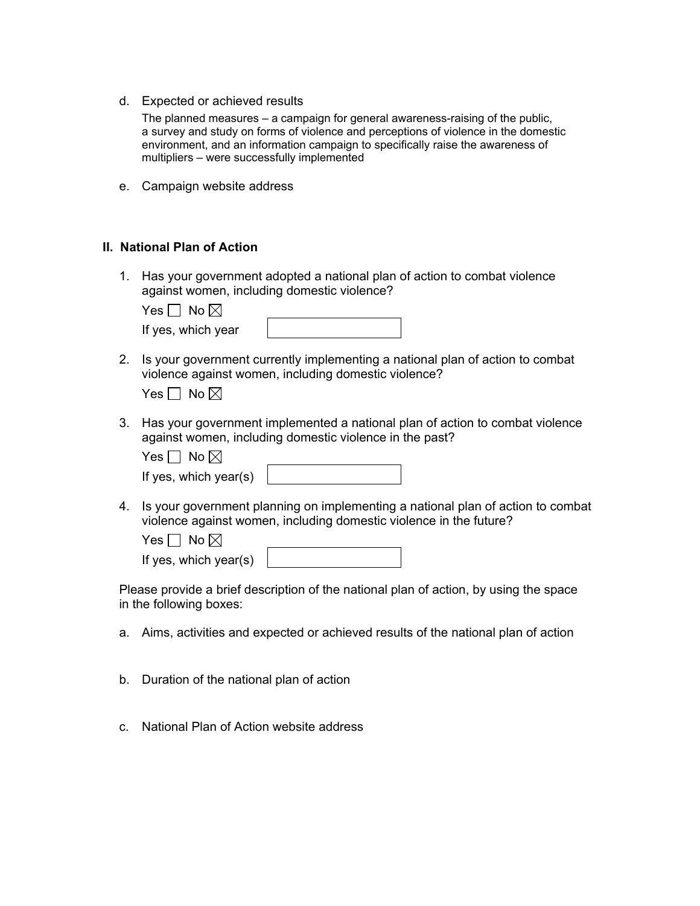d. Expected or achieved results

   The planned measures – a campaign for general awareness-raising of the public, a survey and study on forms of violence and perceptions of violence in the domestic environment, and an information campaign to specifically raise the awareness of multipliers – were successfully implemented

e. Campaign website address

## II. National Plan of Action

1. Has your government adopted a national plan of action to combat violence against women, including domestic violence?

   Yes ☐ No ☒

   If yes, which year

2. Is your government currently implementing a national plan of action to combat violence against women, including domestic violence?

   Yes ☐ No ☒

3. Has your government implemented a national plan of action to combat violence against women, including domestic violence in the past?

   Yes ☐ No ☒

   If yes, which year(s)

4. Is your government planning on implementing a national plan of action to combat violence against women, including domestic violence in the future?

   Yes ☐ No ☒

   If yes, which year(s)

Please provide a brief description of the national plan of action, by using the space in the following boxes:

a. Aims, activities and expected or achieved results of the national plan of action

b. Duration of the national plan of action

c. National Plan of Action website address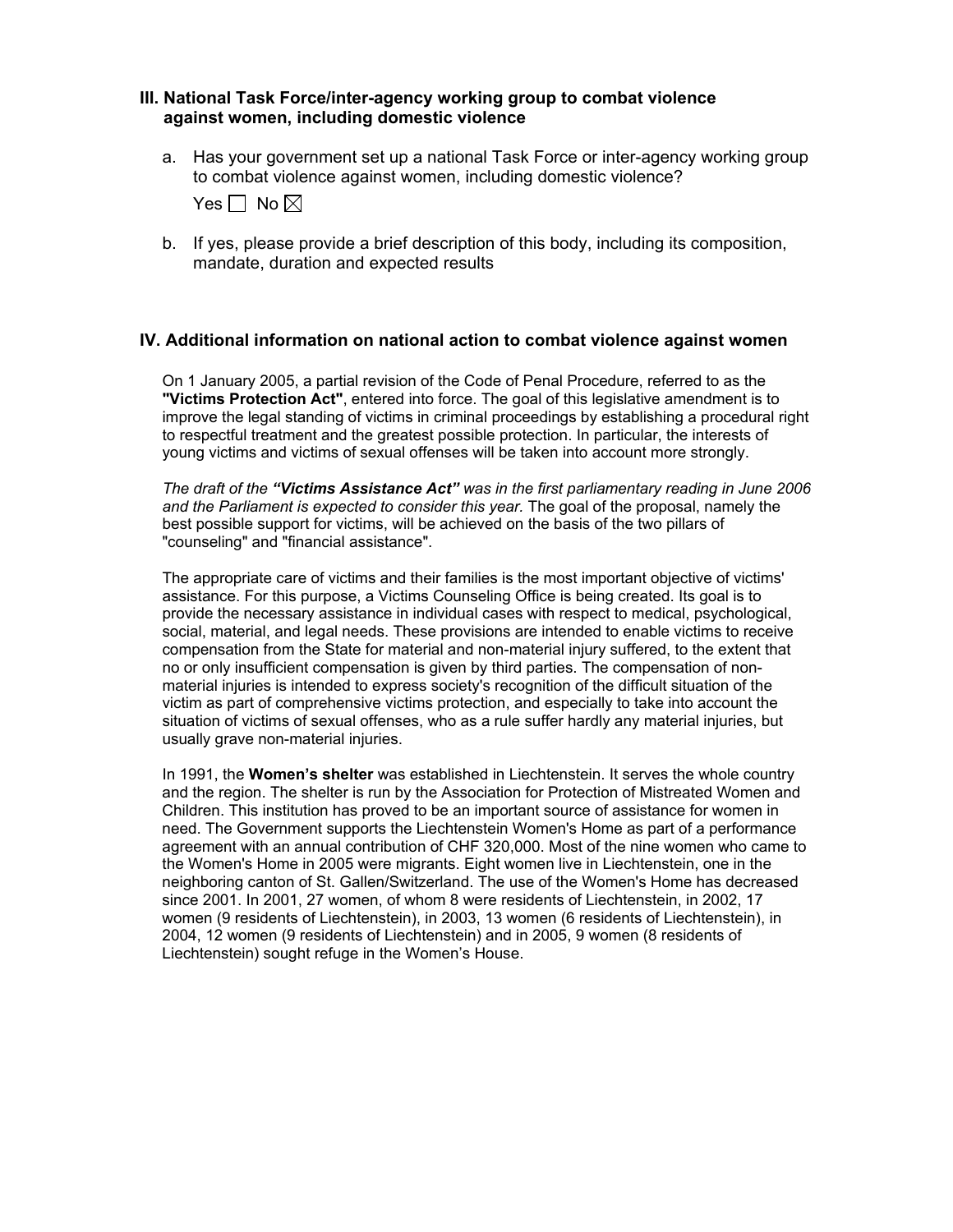## III. National Task Force/inter-agency working group to combat violence against women, including domestic violence

a. Has your government set up a national Task Force or inter-agency working group to combat violence against women, including domestic violence?

Yes ☐ No ☒

b. If yes, please provide a brief description of this body, including its composition, mandate, duration and expected results

## IV. Additional information on national action to combat violence against women

On 1 January 2005, a partial revision of the Code of Penal Procedure, referred to as the **"Victims Protection Act"**, entered into force. The goal of this legislative amendment is to improve the legal standing of victims in criminal proceedings by establishing a procedural right to respectful treatment and the greatest possible protection. In particular, the interests of young victims and victims of sexual offenses will be taken into account more strongly.

*The draft of the **"Victims Assistance Act"** was in the first parliamentary reading in June 2006 and the Parliament is expected to consider this year.* The goal of the proposal, namely the best possible support for victims, will be achieved on the basis of the two pillars of "counseling" and "financial assistance".

The appropriate care of victims and their families is the most important objective of victims' assistance. For this purpose, a Victims Counseling Office is being created. Its goal is to provide the necessary assistance in individual cases with respect to medical, psychological, social, material, and legal needs. These provisions are intended to enable victims to receive compensation from the State for material and non-material injury suffered, to the extent that no or only insufficient compensation is given by third parties. The compensation of non-material injuries is intended to express society's recognition of the difficult situation of the victim as part of comprehensive victims protection, and especially to take into account the situation of victims of sexual offenses, who as a rule suffer hardly any material injuries, but usually grave non-material injuries.

In 1991, the **Women's shelter** was established in Liechtenstein. It serves the whole country and the region. The shelter is run by the Association for Protection of Mistreated Women and Children. This institution has proved to be an important source of assistance for women in need. The Government supports the Liechtenstein Women's Home as part of a performance agreement with an annual contribution of CHF 320,000. Most of the nine women who came to the Women's Home in 2005 were migrants. Eight women live in Liechtenstein, one in the neighboring canton of St. Gallen/Switzerland. The use of the Women's Home has decreased since 2001. In 2001, 27 women, of whom 8 were residents of Liechtenstein, in 2002, 17 women (9 residents of Liechtenstein), in 2003, 13 women (6 residents of Liechtenstein), in 2004, 12 women (9 residents of Liechtenstein) and in 2005, 9 women (8 residents of Liechtenstein) sought refuge in the Women's House.